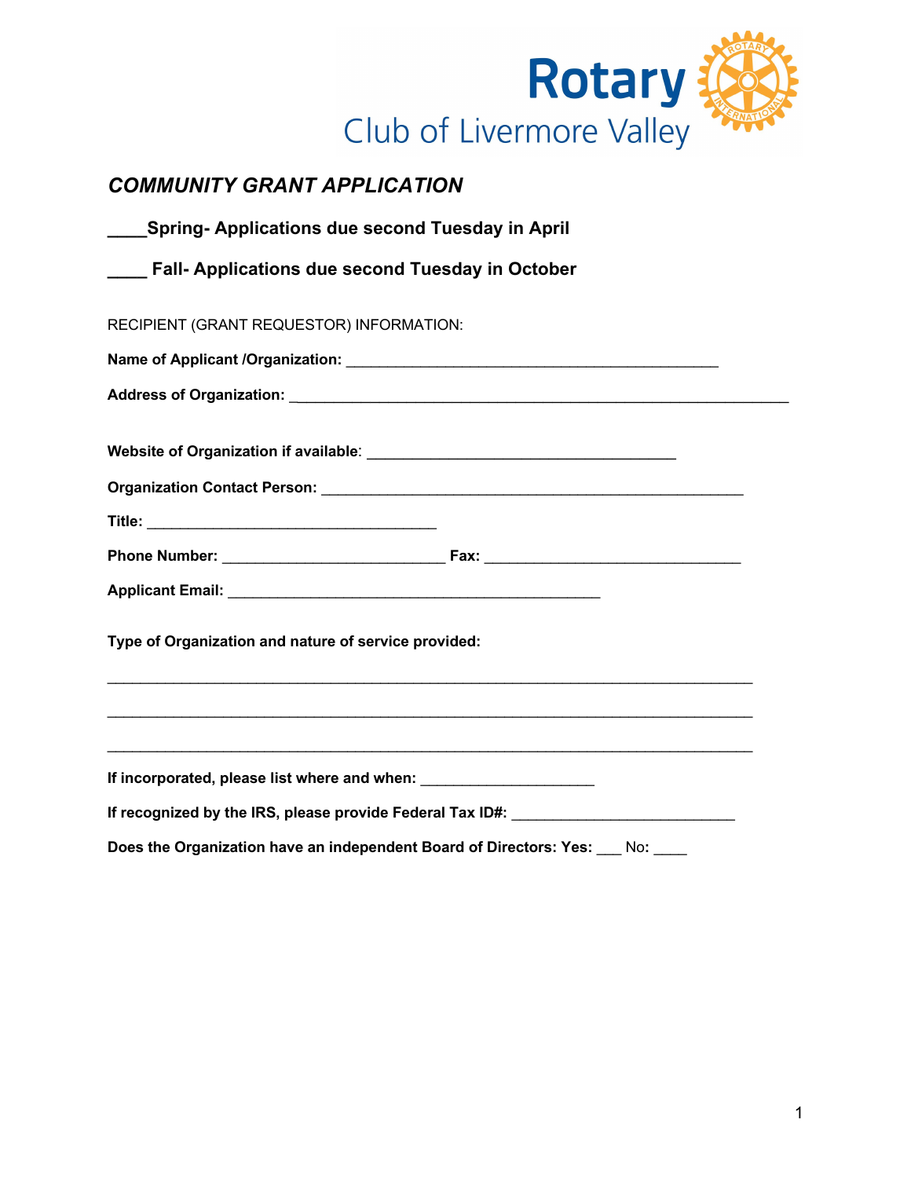Rotary

Club of Livermore Valley

## *COMMUNITY GRANT APPLICATION*

**____Spring- Applications due second Tuesday in April**

**____ Fall- Applications due second Tuesday in October**

RECIPIENT (GRANT REQUESTOR) INFORMATION:

**Name of Applicant /Organization:** _____________________________________________

**Address of Organization:** ____________________________________________________________

**Website of Organization if available**: _____________________________________

**Organization Contact Person:** ___________________________________________________

**Title:** ___________________________________

**Phone Number:** ___________________________ **Fax:** _______________________________

**Applicant Email:** _____________________________________________

**Type of Organization and nature of service provided:**

_____________________________________________________________________________

_____________________________________________________________________________

_____________________________________________________________________________

**If incorporated, please list where and when:** _____________________

**If recognized by the IRS, please provide Federal Tax ID#:** ___________________________

**Does the Organization have an independent Board of Directors: Yes:** ___ No: ____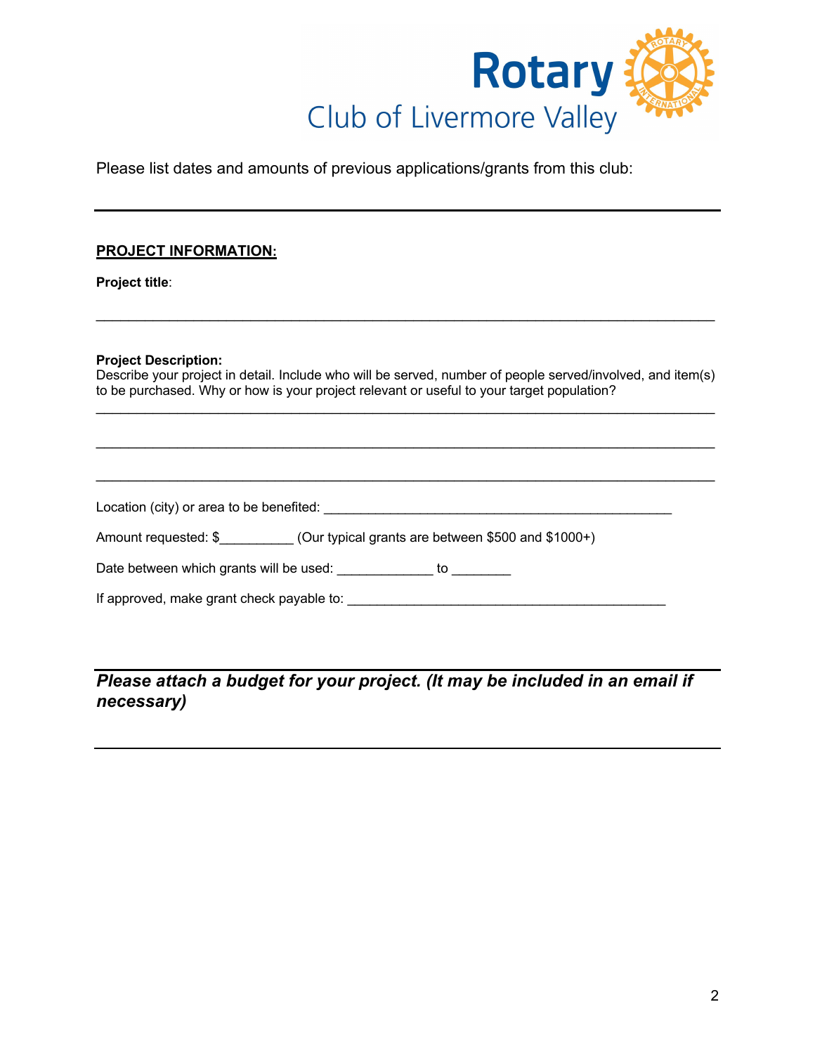Rotary Club of Livermore Valley

Please list dates and amounts of previous applications/grants from this club:

---

**PROJECT INFORMATION:**

**Project title**:

_______________________________________________________________________________

**Project Description:**
Describe your project in detail. Include who will be served, number of people served/involved, and item(s) to be purchased. Why or how is your project relevant or useful to your target population?

_______________________________________________________________________________

_______________________________________________________________________________

_______________________________________________________________________________

Location (city) or area to be benefited: _____________________________________________

Amount requested: $__________ (Our typical grants are between $500 and $1000+)

Date between which grants will be used: _____________ to ________

If approved, make grant check payable to: ___________________________________________

---

***Please attach a budget for your project. (It may be included in an email if necessary)***

---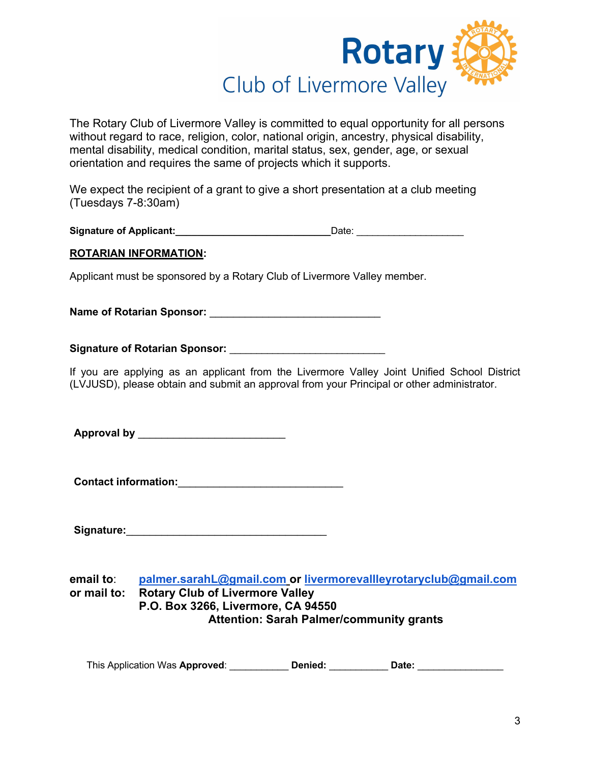**Rotary**
Club of Livermore Valley

The Rotary Club of Livermore Valley is committed to equal opportunity for all persons without regard to race, religion, color, national origin, ancestry, physical disability, mental disability, medical condition, marital status, sex, gender, age, or sexual orientation and requires the same of projects which it supports.

We expect the recipient of a grant to give a short presentation at a club meeting (Tuesdays 7-8:30am)

**Signature of Applicant:**____________________________ Date: ___________________

**ROTARIAN INFORMATION:**

Applicant must be sponsored by a Rotary Club of Livermore Valley member.

**Name of Rotarian Sponsor:** ______________________________

**Signature of Rotarian Sponsor:** ___________________________

If you are applying as an applicant from the Livermore Valley Joint Unified School District (LVJUSD), please obtain and submit an approval from your Principal or other administrator.

**Approval by** __________________________

**Contact information:**____________________________

**Signature:**___________________________________

**email to**: **palmer.sarahL@gmail.com or livermorevallleyrotaryclub@gmail.com**
**or mail to:** **Rotary Club of Livermore Valley**
**P.O. Box 3266, Livermore, CA 94550**
**Attention: Sarah Palmer/community grants**

This Application Was **Approved**: ___________ **Denied:** ___________ **Date:** _______________